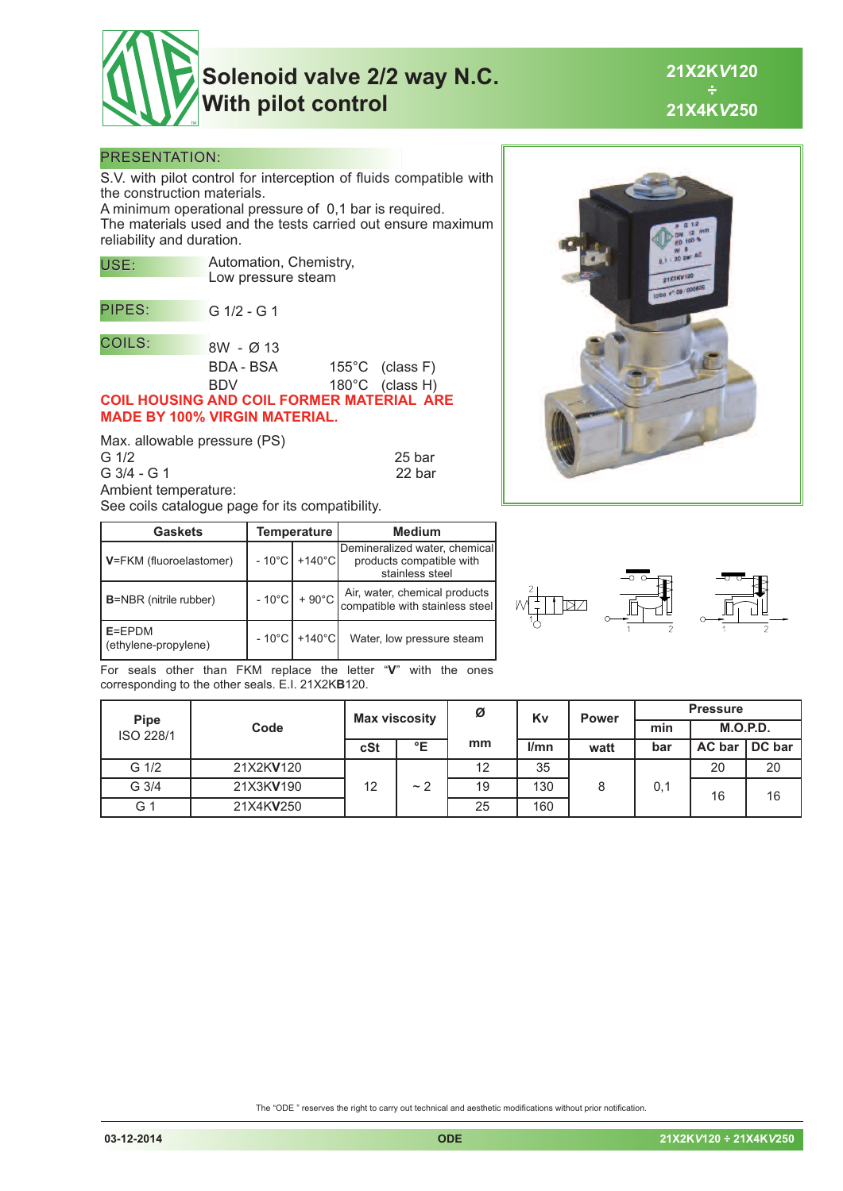# Solenoid valve 2/2 way N.C.
# With pilot control

**21X2KV120 ÷ 21X4KV250**

## PRESENTATION:

S.V. with pilot control for interception of fluids compatible with the construction materials.
A minimum operational pressure of 0,1 bar is required.
The materials used and the tests carried out ensure maximum reliability and duration.

**USE:** Automation, Chemistry, Low pressure steam

**PIPES:** G 1/2 - G 1

**COILS:** 8W - Ø 13

BDA - BSA 155°C (class F)
BDV 180°C (class H)

**COIL HOUSING AND COIL FORMER MATERIAL ARE MADE BY 100% VIRGIN MATERIAL.**

Max. allowable pressure (PS)
G 1/2 25 bar
G 3/4 - G 1 22 bar
Ambient temperature:
See coils catalogue page for its compatibility.

| Gaskets | Temperature | | Medium |
|---|---|---|---|
| **V**=FKM (fluoroelastomer) | - 10°C | +140°C | Demineralized water, chemical products compatible with stainless steel |
| **B**=NBR (nitrile rubber) | - 10°C | + 90°C | Air, water, chemical products compatible with stainless steel |
| **E**=EPDM (ethylene-propylene) | - 10°C | +140°C | Water, low pressure steam |

For seals other than FKM replace the letter "**V**" with the ones corresponding to the other seals. E.I. 21X2K**B**120.

| Pipe ISO 228/1 | Code | Max viscosity | | Ø | Kv | Power | Pressure | | |
|---|---|---|---|---|---|---|---|---|---|
| | | | | | | | min | M.O.P.D. | |
| | | cSt | °E | mm | l/mn | watt | bar | AC bar | DC bar |
| G 1/2 | 21X2K**V**120 | 12 | ~ 2 | 12 | 35 | 8 | 0,1 | 20 | 20 |
| G 3/4 | 21X3K**V**190 | | | 19 | 130 | | | 16 | 16 |
| G 1 | 21X4K**V**250 | | | 25 | 160 | | | | |

The "ODE" reserves the right to carry out technical and aesthetic modifications without prior notification.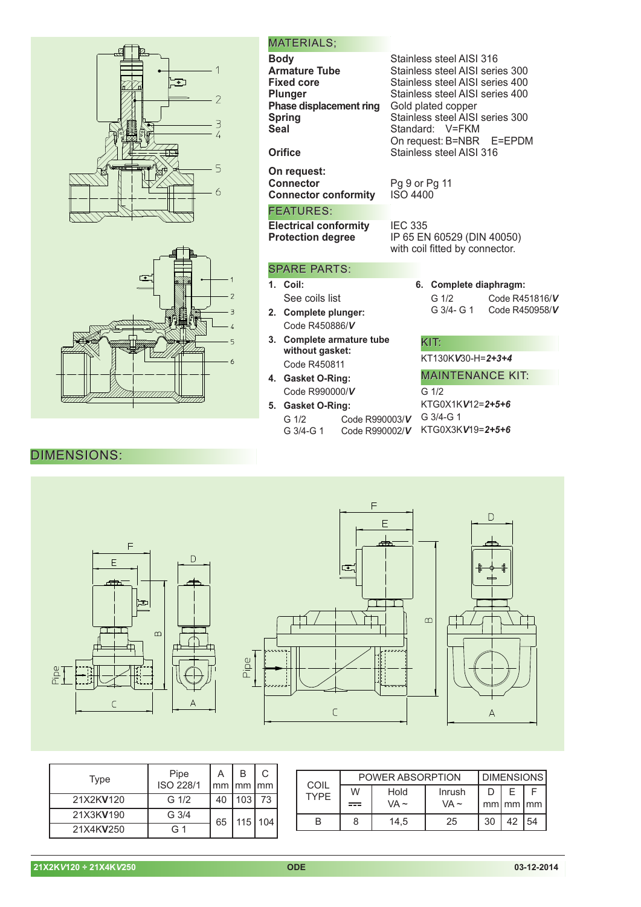## MATERIALS;

| | |
|---|---|
| **Body** | Stainless steel AISI 316 |
| **Armature Tube** | Stainless steel AISI series 300 |
| **Fixed core** | Stainless steel AISI series 400 |
| **Plunger** | Stainless steel AISI series 400 |
| **Phase displacement ring** | Gold plated copper |
| **Spring** | Stainless steel AISI series 300 |
| **Seal** | Standard: V=FKM<br>On request: B=NBR E=EPDM |
| **Orifice** | Stainless steel AISI 316 |

**On request:**

| | |
|---|---|
| **Connector** | Pg 9 or Pg 11 |
| **Connector conformity** | ISO 4400 |

## FEATURES:

| | |
|---|---|
| **Electrical conformity** | IEC 335 |
| **Protection degree** | IP 65 EN 60529 (DIN 40050) with coil fitted by connector. |

## SPARE PARTS:

1. **Coil:**
   See coils list
2. **Complete plunger:**
   Code R450886/***V***
3. **Complete armature tube without gasket:**
   Code R450811
4. **Gasket O-Ring:**
   Code R990000/***V***
5. **Gasket O-Ring:**
   G 1/2 Code R990003/***V***
   G 3/4-G 1 Code R990002/***V***
6. **Complete diaphragm:**
   G 1/2 Code R451816/***V***
   G 3/4- G 1 Code R450958/***V***

## KIT:

KT130K***V***30-H=***2+3+4***

## MAINTENANCE KIT:

G 1/2
KTG0X1K***V***12=***2+5+6***
G 3/4-G 1
KTG0X3K***V***19=***2+5+6***

## DIMENSIONS:

F
E
D
B
Pipe
C
A

| Type | Pipe ISO 228/1 | A mm | B mm | C mm |
|---|---|---|---|---|
| 21X2K**V**120 | G 1/2 | 40 | 103 | 73 |
| 21X3K**V**190 | G 3/4 | 65 | 115 | 104 |
| 21X4K**V**250 | G 1 | | | |

| COIL TYPE | POWER ABSORPTION | | | DIMENSIONS | | |
|---|---|---|---|---|---|---|
| | W ⎓ | Hold VA ~ | Inrush VA ~ | D mm | E mm | F mm |
| B | 8 | 14,5 | 25 | 30 | 42 | 54 |